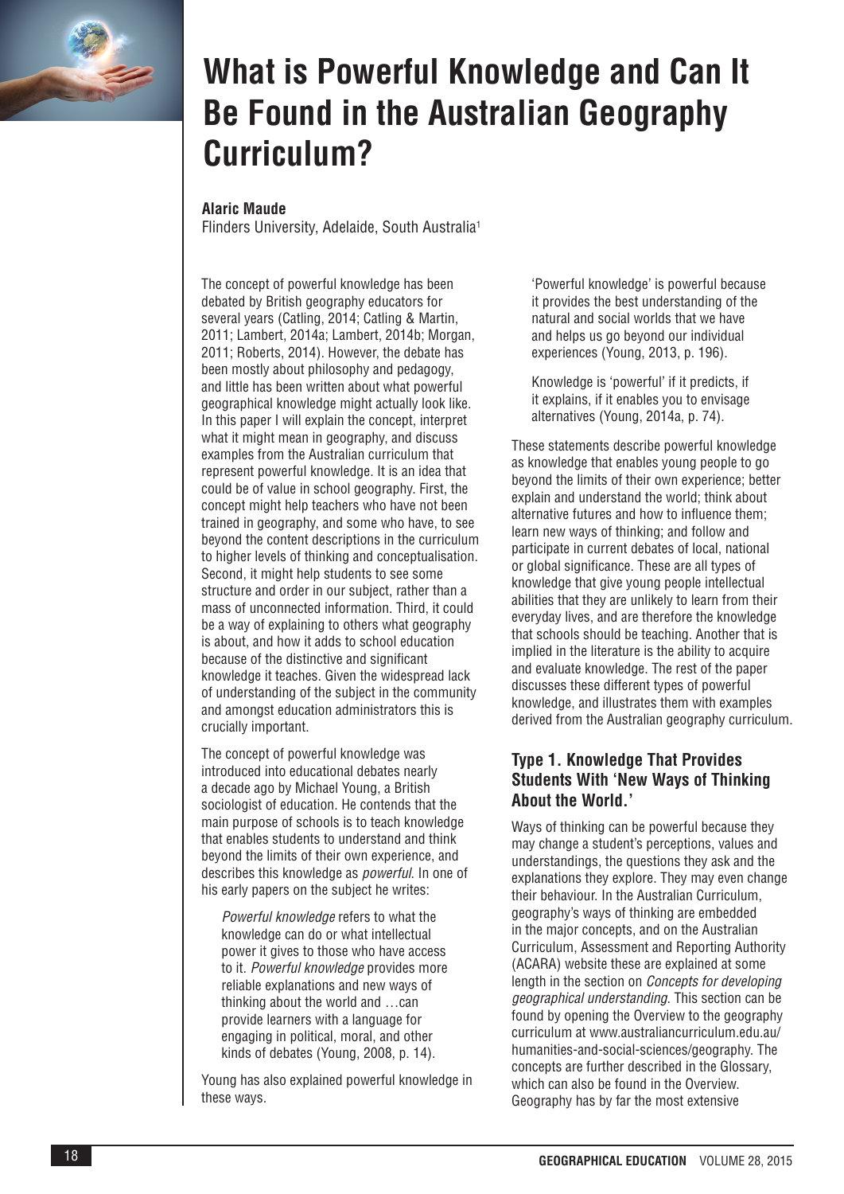# What is Powerful Knowledge and Can It Be Found in the Australian Geography Curriculum?

**Alaric Maude**

Flinders University, Adelaide, South Australia[1]

The concept of powerful knowledge has been debated by British geography educators for several years (Catling, 2014; Catling & Martin, 2011; Lambert, 2014a; Lambert, 2014b; Morgan, 2011; Roberts, 2014). However, the debate has been mostly about philosophy and pedagogy, and little has been written about what powerful geographical knowledge might actually look like. In this paper I will explain the concept, interpret what it might mean in geography, and discuss examples from the Australian curriculum that represent powerful knowledge. It is an idea that could be of value in school geography. First, the concept might help teachers who have not been trained in geography, and some who have, to see beyond the content descriptions in the curriculum to higher levels of thinking and conceptualisation. Second, it might help students to see some structure and order in our subject, rather than a mass of unconnected information. Third, it could be a way of explaining to others what geography is about, and how it adds to school education because of the distinctive and significant knowledge it teaches. Given the widespread lack of understanding of the subject in the community and amongst education administrators this is crucially important.

The concept of powerful knowledge was introduced into educational debates nearly a decade ago by Michael Young, a British sociologist of education. He contends that the main purpose of schools is to teach knowledge that enables students to understand and think beyond the limits of their own experience, and describes this knowledge as *powerful*. In one of his early papers on the subject he writes:

> *Powerful knowledge* refers to what the knowledge can do or what intellectual power it gives to those who have access to it. *Powerful knowledge* provides more reliable explanations and new ways of thinking about the world and …can provide learners with a language for engaging in political, moral, and other kinds of debates (Young, 2008, p. 14).

Young has also explained powerful knowledge in these ways.

> 'Powerful knowledge' is powerful because it provides the best understanding of the natural and social worlds that we have and helps us go beyond our individual experiences (Young, 2013, p. 196).

> Knowledge is 'powerful' if it predicts, if it explains, if it enables you to envisage alternatives (Young, 2014a, p. 74).

These statements describe powerful knowledge as knowledge that enables young people to go beyond the limits of their own experience; better explain and understand the world; think about alternative futures and how to influence them; learn new ways of thinking; and follow and participate in current debates of local, national or global significance. These are all types of knowledge that give young people intellectual abilities that they are unlikely to learn from their everyday lives, and are therefore the knowledge that schools should be teaching. Another that is implied in the literature is the ability to acquire and evaluate knowledge. The rest of the paper discusses these different types of powerful knowledge, and illustrates them with examples derived from the Australian geography curriculum.

## Type 1. Knowledge That Provides Students With 'New Ways of Thinking About the World.'

Ways of thinking can be powerful because they may change a student's perceptions, values and understandings, the questions they ask and the explanations they explore. They may even change their behaviour. In the Australian Curriculum, geography's ways of thinking are embedded in the major concepts, and on the Australian Curriculum, Assessment and Reporting Authority (ACARA) website these are explained at some length in the section on *Concepts for developing geographical understanding*. This section can be found by opening the Overview to the geography curriculum at www.australiancurriculum.edu.au/humanities-and-social-sciences/geography. The concepts are further described in the Glossary, which can also be found in the Overview. Geography has by far the most extensive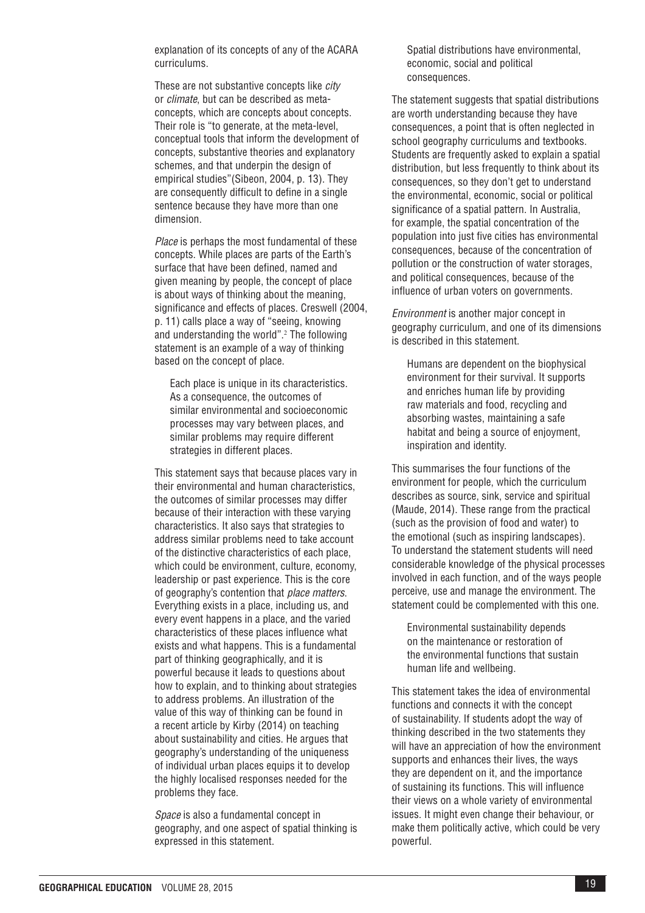explanation of its concepts of any of the ACARA curriculums.

These are not substantive concepts like *city* or *climate*, but can be described as meta-concepts, which are concepts about concepts. Their role is "to generate, at the meta-level, conceptual tools that inform the development of concepts, substantive theories and explanatory schemes, and that underpin the design of empirical studies"(Sibeon, 2004, p. 13). They are consequently difficult to define in a single sentence because they have more than one dimension.

*Place* is perhaps the most fundamental of these concepts. While places are parts of the Earth's surface that have been defined, named and given meaning by people, the concept of place is about ways of thinking about the meaning, significance and effects of places. Creswell (2004, p. 11) calls place a way of "seeing, knowing and understanding the world".[2] The following statement is an example of a way of thinking based on the concept of place.

> Each place is unique in its characteristics. As a consequence, the outcomes of similar environmental and socioeconomic processes may vary between places, and similar problems may require different strategies in different places.

This statement says that because places vary in their environmental and human characteristics, the outcomes of similar processes may differ because of their interaction with these varying characteristics. It also says that strategies to address similar problems need to take account of the distinctive characteristics of each place, which could be environment, culture, economy, leadership or past experience. This is the core of geography's contention that *place matters*. Everything exists in a place, including us, and every event happens in a place, and the varied characteristics of these places influence what exists and what happens. This is a fundamental part of thinking geographically, and it is powerful because it leads to questions about how to explain, and to thinking about strategies to address problems. An illustration of the value of this way of thinking can be found in a recent article by Kirby (2014) on teaching about sustainability and cities. He argues that geography's understanding of the uniqueness of individual urban places equips it to develop the highly localised responses needed for the problems they face.

*Space* is also a fundamental concept in geography, and one aspect of spatial thinking is expressed in this statement.

> Spatial distributions have environmental, economic, social and political consequences.

The statement suggests that spatial distributions are worth understanding because they have consequences, a point that is often neglected in school geography curriculums and textbooks. Students are frequently asked to explain a spatial distribution, but less frequently to think about its consequences, so they don't get to understand the environmental, economic, social or political significance of a spatial pattern. In Australia, for example, the spatial concentration of the population into just five cities has environmental consequences, because of the concentration of pollution or the construction of water storages, and political consequences, because of the influence of urban voters on governments.

*Environment* is another major concept in geography curriculum, and one of its dimensions is described in this statement.

> Humans are dependent on the biophysical environment for their survival. It supports and enriches human life by providing raw materials and food, recycling and absorbing wastes, maintaining a safe habitat and being a source of enjoyment, inspiration and identity.

This summarises the four functions of the environment for people, which the curriculum describes as source, sink, service and spiritual (Maude, 2014). These range from the practical (such as the provision of food and water) to the emotional (such as inspiring landscapes). To understand the statement students will need considerable knowledge of the physical processes involved in each function, and of the ways people perceive, use and manage the environment. The statement could be complemented with this one.

> Environmental sustainability depends on the maintenance or restoration of the environmental functions that sustain human life and wellbeing.

This statement takes the idea of environmental functions and connects it with the concept of sustainability. If students adopt the way of thinking described in the two statements they will have an appreciation of how the environment supports and enhances their lives, the ways they are dependent on it, and the importance of sustaining its functions. This will influence their views on a whole variety of environmental issues. It might even change their behaviour, or make them politically active, which could be very powerful.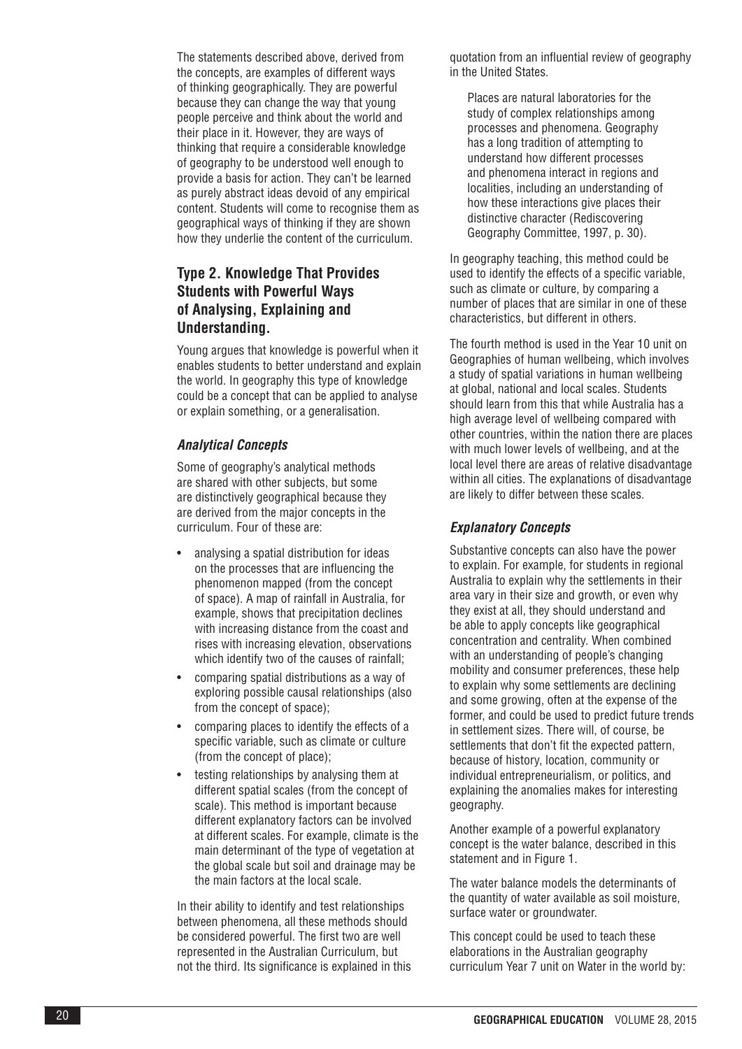The statements described above, derived from the concepts, are examples of different ways of thinking geographically. They are powerful because they can change the way that young people perceive and think about the world and their place in it. However, they are ways of thinking that require a considerable knowledge of geography to be understood well enough to provide a basis for action. They can't be learned as purely abstract ideas devoid of any empirical content. Students will come to recognise them as geographical ways of thinking if they are shown how they underlie the content of the curriculum.

## Type 2. Knowledge That Provides Students with Powerful Ways of Analysing, Explaining and Understanding.

Young argues that knowledge is powerful when it enables students to better understand and explain the world. In geography this type of knowledge could be a concept that can be applied to analyse or explain something, or a generalisation.

### *Analytical Concepts*

Some of geography's analytical methods are shared with other subjects, but some are distinctively geographical because they are derived from the major concepts in the curriculum. Four of these are:

- analysing a spatial distribution for ideas on the processes that are influencing the phenomenon mapped (from the concept of space). A map of rainfall in Australia, for example, shows that precipitation declines with increasing distance from the coast and rises with increasing elevation, observations which identify two of the causes of rainfall;
- comparing spatial distributions as a way of exploring possible causal relationships (also from the concept of space);
- comparing places to identify the effects of a specific variable, such as climate or culture (from the concept of place);
- testing relationships by analysing them at different spatial scales (from the concept of scale). This method is important because different explanatory factors can be involved at different scales. For example, climate is the main determinant of the type of vegetation at the global scale but soil and drainage may be the main factors at the local scale.

In their ability to identify and test relationships between phenomena, all these methods should be considered powerful. The first two are well represented in the Australian Curriculum, but not the third. Its significance is explained in this quotation from an influential review of geography in the United States.

> Places are natural laboratories for the study of complex relationships among processes and phenomena. Geography has a long tradition of attempting to understand how different processes and phenomena interact in regions and localities, including an understanding of how these interactions give places their distinctive character (Rediscovering Geography Committee, 1997, p. 30).

In geography teaching, this method could be used to identify the effects of a specific variable, such as climate or culture, by comparing a number of places that are similar in one of these characteristics, but different in others.

The fourth method is used in the Year 10 unit on Geographies of human wellbeing, which involves a study of spatial variations in human wellbeing at global, national and local scales. Students should learn from this that while Australia has a high average level of wellbeing compared with other countries, within the nation there are places with much lower levels of wellbeing, and at the local level there are areas of relative disadvantage within all cities. The explanations of disadvantage are likely to differ between these scales.

### *Explanatory Concepts*

Substantive concepts can also have the power to explain. For example, for students in regional Australia to explain why the settlements in their area vary in their size and growth, or even why they exist at all, they should understand and be able to apply concepts like geographical concentration and centrality. When combined with an understanding of people's changing mobility and consumer preferences, these help to explain why some settlements are declining and some growing, often at the expense of the former, and could be used to predict future trends in settlement sizes. There will, of course, be settlements that don't fit the expected pattern, because of history, location, community or individual entrepreneurialism, or politics, and explaining the anomalies makes for interesting geography.

Another example of a powerful explanatory concept is the water balance, described in this statement and in Figure 1.

The water balance models the determinants of the quantity of water available as soil moisture, surface water or groundwater.

This concept could be used to teach these elaborations in the Australian geography curriculum Year 7 unit on Water in the world by: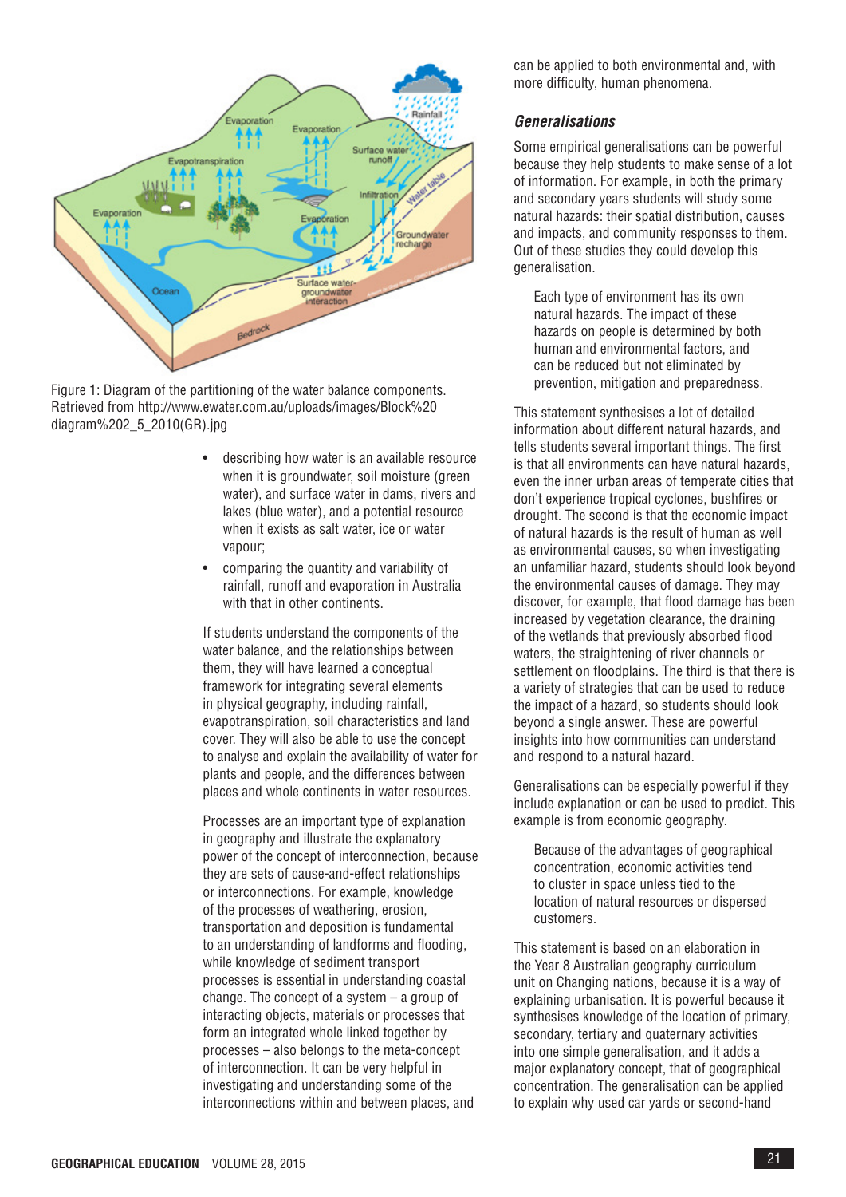Figure 1: Diagram of the partitioning of the water balance components. Retrieved from http://www.ewater.com.au/uploads/images/Block%20 diagram%202_5_2010(GR).jpg

- describing how water is an available resource when it is groundwater, soil moisture (green water), and surface water in dams, rivers and lakes (blue water), and a potential resource when it exists as salt water, ice or water vapour;
- comparing the quantity and variability of rainfall, runoff and evaporation in Australia with that in other continents.

If students understand the components of the water balance, and the relationships between them, they will have learned a conceptual framework for integrating several elements in physical geography, including rainfall, evapotranspiration, soil characteristics and land cover. They will also be able to use the concept to analyse and explain the availability of water for plants and people, and the differences between places and whole continents in water resources.

Processes are an important type of explanation in geography and illustrate the explanatory power of the concept of interconnection, because they are sets of cause-and-effect relationships or interconnections. For example, knowledge of the processes of weathering, erosion, transportation and deposition is fundamental to an understanding of landforms and flooding, while knowledge of sediment transport processes is essential in understanding coastal change. The concept of a system – a group of interacting objects, materials or processes that form an integrated whole linked together by processes – also belongs to the meta-concept of interconnection. It can be very helpful in investigating and understanding some of the interconnections within and between places, and can be applied to both environmental and, with more difficulty, human phenomena.

### *Generalisations*

Some empirical generalisations can be powerful because they help students to make sense of a lot of information. For example, in both the primary and secondary years students will study some natural hazards: their spatial distribution, causes and impacts, and community responses to them. Out of these studies they could develop this generalisation.

> Each type of environment has its own natural hazards. The impact of these hazards on people is determined by both human and environmental factors, and can be reduced but not eliminated by prevention, mitigation and preparedness.

This statement synthesises a lot of detailed information about different natural hazards, and tells students several important things. The first is that all environments can have natural hazards, even the inner urban areas of temperate cities that don't experience tropical cyclones, bushfires or drought. The second is that the economic impact of natural hazards is the result of human as well as environmental causes, so when investigating an unfamiliar hazard, students should look beyond the environmental causes of damage. They may discover, for example, that flood damage has been increased by vegetation clearance, the draining of the wetlands that previously absorbed flood waters, the straightening of river channels or settlement on floodplains. The third is that there is a variety of strategies that can be used to reduce the impact of a hazard, so students should look beyond a single answer. These are powerful insights into how communities can understand and respond to a natural hazard.

Generalisations can be especially powerful if they include explanation or can be used to predict. This example is from economic geography.

> Because of the advantages of geographical concentration, economic activities tend to cluster in space unless tied to the location of natural resources or dispersed customers.

This statement is based on an elaboration in the Year 8 Australian geography curriculum unit on Changing nations, because it is a way of explaining urbanisation. It is powerful because it synthesises knowledge of the location of primary, secondary, tertiary and quaternary activities into one simple generalisation, and it adds a major explanatory concept, that of geographical concentration. The generalisation can be applied to explain why used car yards or second-hand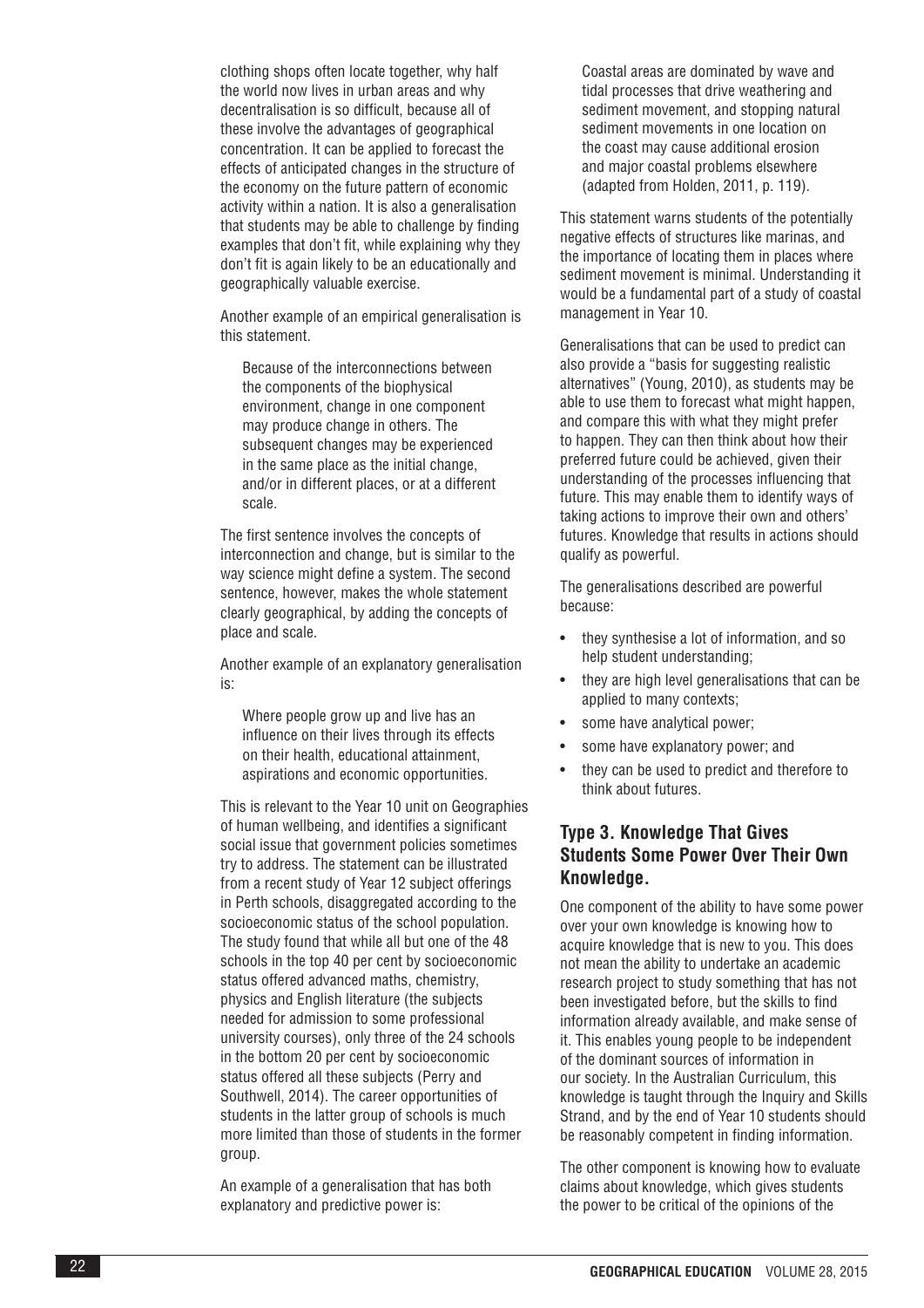clothing shops often locate together, why half the world now lives in urban areas and why decentralisation is so difficult, because all of these involve the advantages of geographical concentration. It can be applied to forecast the effects of anticipated changes in the structure of the economy on the future pattern of economic activity within a nation. It is also a generalisation that students may be able to challenge by finding examples that don't fit, while explaining why they don't fit is again likely to be an educationally and geographically valuable exercise.

Another example of an empirical generalisation is this statement.

> Because of the interconnections between the components of the biophysical environment, change in one component may produce change in others. The subsequent changes may be experienced in the same place as the initial change, and/or in different places, or at a different scale.

The first sentence involves the concepts of interconnection and change, but is similar to the way science might define a system. The second sentence, however, makes the whole statement clearly geographical, by adding the concepts of place and scale.

Another example of an explanatory generalisation is:

> Where people grow up and live has an influence on their lives through its effects on their health, educational attainment, aspirations and economic opportunities.

This is relevant to the Year 10 unit on Geographies of human wellbeing, and identifies a significant social issue that government policies sometimes try to address. The statement can be illustrated from a recent study of Year 12 subject offerings in Perth schools, disaggregated according to the socioeconomic status of the school population. The study found that while all but one of the 48 schools in the top 40 per cent by socioeconomic status offered advanced maths, chemistry, physics and English literature (the subjects needed for admission to some professional university courses), only three of the 24 schools in the bottom 20 per cent by socioeconomic status offered all these subjects (Perry and Southwell, 2014). The career opportunities of students in the latter group of schools is much more limited than those of students in the former group.

An example of a generalisation that has both explanatory and predictive power is:

> Coastal areas are dominated by wave and tidal processes that drive weathering and sediment movement, and stopping natural sediment movements in one location on the coast may cause additional erosion and major coastal problems elsewhere (adapted from Holden, 2011, p. 119).

This statement warns students of the potentially negative effects of structures like marinas, and the importance of locating them in places where sediment movement is minimal. Understanding it would be a fundamental part of a study of coastal management in Year 10.

Generalisations that can be used to predict can also provide a "basis for suggesting realistic alternatives" (Young, 2010), as students may be able to use them to forecast what might happen, and compare this with what they might prefer to happen. They can then think about how their preferred future could be achieved, given their understanding of the processes influencing that future. This may enable them to identify ways of taking actions to improve their own and others' futures. Knowledge that results in actions should qualify as powerful.

The generalisations described are powerful because:

- they synthesise a lot of information, and so help student understanding;
- they are high level generalisations that can be applied to many contexts;
- some have analytical power;
- some have explanatory power; and
- they can be used to predict and therefore to think about futures.

### Type 3. Knowledge That Gives Students Some Power Over Their Own Knowledge.

One component of the ability to have some power over your own knowledge is knowing how to acquire knowledge that is new to you. This does not mean the ability to undertake an academic research project to study something that has not been investigated before, but the skills to find information already available, and make sense of it. This enables young people to be independent of the dominant sources of information in our society. In the Australian Curriculum, this knowledge is taught through the Inquiry and Skills Strand, and by the end of Year 10 students should be reasonably competent in finding information.

The other component is knowing how to evaluate claims about knowledge, which gives students the power to be critical of the opinions of the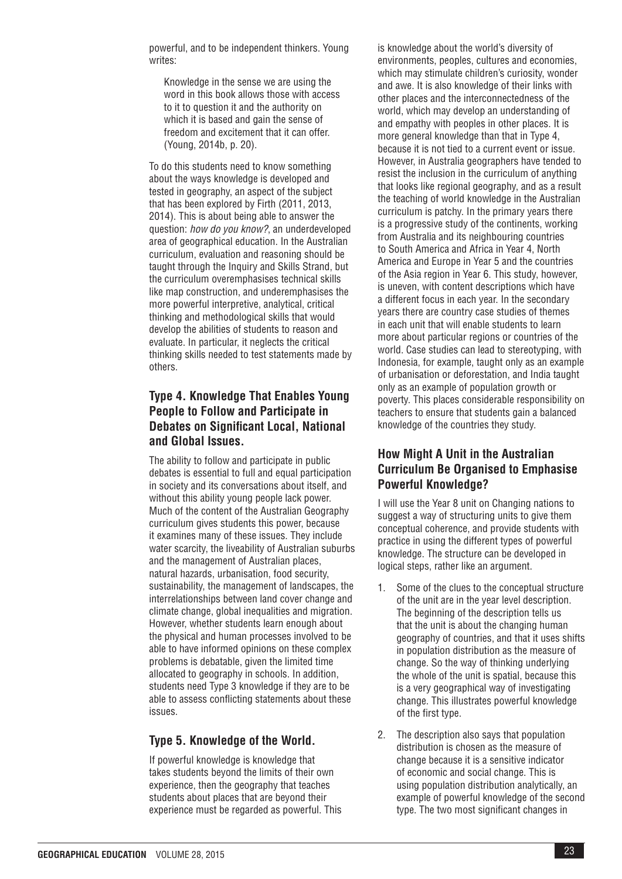powerful, and to be independent thinkers. Young writes:

> Knowledge in the sense we are using the word in this book allows those with access to it to question it and the authority on which it is based and gain the sense of freedom and excitement that it can offer. (Young, 2014b, p. 20).

To do this students need to know something about the ways knowledge is developed and tested in geography, an aspect of the subject that has been explored by Firth (2011, 2013, 2014). This is about being able to answer the question: *how do you know?*, an underdeveloped area of geographical education. In the Australian curriculum, evaluation and reasoning should be taught through the Inquiry and Skills Strand, but the curriculum overemphasises technical skills like map construction, and underemphasises the more powerful interpretive, analytical, critical thinking and methodological skills that would develop the abilities of students to reason and evaluate. In particular, it neglects the critical thinking skills needed to test statements made by others.

### Type 4. Knowledge That Enables Young People to Follow and Participate in Debates on Significant Local, National and Global Issues.

The ability to follow and participate in public debates is essential to full and equal participation in society and its conversations about itself, and without this ability young people lack power. Much of the content of the Australian Geography curriculum gives students this power, because it examines many of these issues. They include water scarcity, the liveability of Australian suburbs and the management of Australian places, natural hazards, urbanisation, food security, sustainability, the management of landscapes, the interrelationships between land cover change and climate change, global inequalities and migration. However, whether students learn enough about the physical and human processes involved to be able to have informed opinions on these complex problems is debatable, given the limited time allocated to geography in schools. In addition, students need Type 3 knowledge if they are to be able to assess conflicting statements about these issues.

### Type 5. Knowledge of the World.

If powerful knowledge is knowledge that takes students beyond the limits of their own experience, then the geography that teaches students about places that are beyond their experience must be regarded as powerful. This is knowledge about the world's diversity of environments, peoples, cultures and economies, which may stimulate children's curiosity, wonder and awe. It is also knowledge of their links with other places and the interconnectedness of the world, which may develop an understanding of and empathy with peoples in other places. It is more general knowledge than that in Type 4, because it is not tied to a current event or issue. However, in Australia geographers have tended to resist the inclusion in the curriculum of anything that looks like regional geography, and as a result the teaching of world knowledge in the Australian curriculum is patchy. In the primary years there is a progressive study of the continents, working from Australia and its neighbouring countries to South America and Africa in Year 4, North America and Europe in Year 5 and the countries of the Asia region in Year 6. This study, however, is uneven, with content descriptions which have a different focus in each year. In the secondary years there are country case studies of themes in each unit that will enable students to learn more about particular regions or countries of the world. Case studies can lead to stereotyping, with Indonesia, for example, taught only as an example of urbanisation or deforestation, and India taught only as an example of population growth or poverty. This places considerable responsibility on teachers to ensure that students gain a balanced knowledge of the countries they study.

## How Might A Unit in the Australian Curriculum Be Organised to Emphasise Powerful Knowledge?

I will use the Year 8 unit on Changing nations to suggest a way of structuring units to give them conceptual coherence, and provide students with practice in using the different types of powerful knowledge. The structure can be developed in logical steps, rather like an argument.

1. Some of the clues to the conceptual structure of the unit are in the year level description. The beginning of the description tells us that the unit is about the changing human geography of countries, and that it uses shifts in population distribution as the measure of change. So the way of thinking underlying the whole of the unit is spatial, because this is a very geographical way of investigating change. This illustrates powerful knowledge of the first type.
2. The description also says that population distribution is chosen as the measure of change because it is a sensitive indicator of economic and social change. This is using population distribution analytically, an example of powerful knowledge of the second type. The two most significant changes in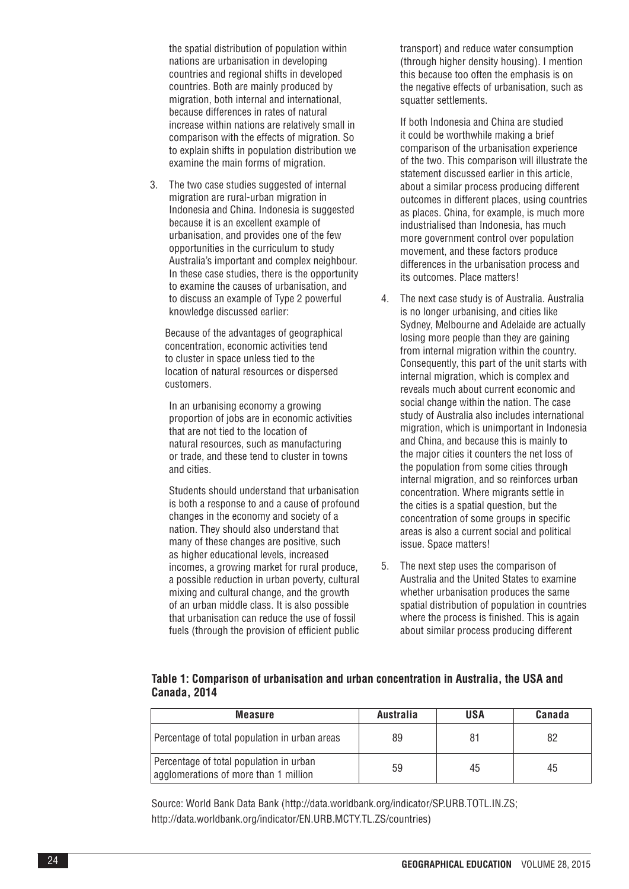the spatial distribution of population within nations are urbanisation in developing countries and regional shifts in developed countries. Both are mainly produced by migration, both internal and international, because differences in rates of natural increase within nations are relatively small in comparison with the effects of migration. So to explain shifts in population distribution we examine the main forms of migration.

3. The two case studies suggested of internal migration are rural-urban migration in Indonesia and China. Indonesia is suggested because it is an excellent example of urbanisation, and provides one of the few opportunities in the curriculum to study Australia's important and complex neighbour. In these case studies, there is the opportunity to examine the causes of urbanisation, and to discuss an example of Type 2 powerful knowledge discussed earlier:

   Because of the advantages of geographical concentration, economic activities tend to cluster in space unless tied to the location of natural resources or dispersed customers.

   In an urbanising economy a growing proportion of jobs are in economic activities that are not tied to the location of natural resources, such as manufacturing or trade, and these tend to cluster in towns and cities.

   Students should understand that urbanisation is both a response to and a cause of profound changes in the economy and society of a nation. They should also understand that many of these changes are positive, such as higher educational levels, increased incomes, a growing market for rural produce, a possible reduction in urban poverty, cultural mixing and cultural change, and the growth of an urban middle class. It is also possible that urbanisation can reduce the use of fossil fuels (through the provision of efficient public transport) and reduce water consumption (through higher density housing). I mention this because too often the emphasis is on the negative effects of urbanisation, such as squatter settlements.

   If both Indonesia and China are studied it could be worthwhile making a brief comparison of the urbanisation experience of the two. This comparison will illustrate the statement discussed earlier in this article, about a similar process producing different outcomes in different places, using countries as places. China, for example, is much more industrialised than Indonesia, has much more government control over population movement, and these factors produce differences in the urbanisation process and its outcomes. Place matters!

4. The next case study is of Australia. Australia is no longer urbanising, and cities like Sydney, Melbourne and Adelaide are actually losing more people than they are gaining from internal migration within the country. Consequently, this part of the unit starts with internal migration, which is complex and reveals much about current economic and social change within the nation. The case study of Australia also includes international migration, which is unimportant in Indonesia and China, and because this is mainly to the major cities it counters the net loss of the population from some cities through internal migration, and so reinforces urban concentration. Where migrants settle in the cities is a spatial question, but the concentration of some groups in specific areas is also a current social and political issue. Space matters!

5. The next step uses the comparison of Australia and the United States to examine whether urbanisation produces the same spatial distribution of population in countries where the process is finished. This is again about similar process producing different

**Table 1: Comparison of urbanisation and urban concentration in Australia, the USA and Canada, 2014**

| Measure | Australia | USA | Canada |
|---|---|---|---|
| Percentage of total population in urban areas | 89 | 81 | 82 |
| Percentage of total population in urban agglomerations of more than 1 million | 59 | 45 | 45 |

Source: World Bank Data Bank (http://data.worldbank.org/indicator/SP.URB.TOTL.IN.ZS; http://data.worldbank.org/indicator/EN.URB.MCTY.TL.ZS/countries)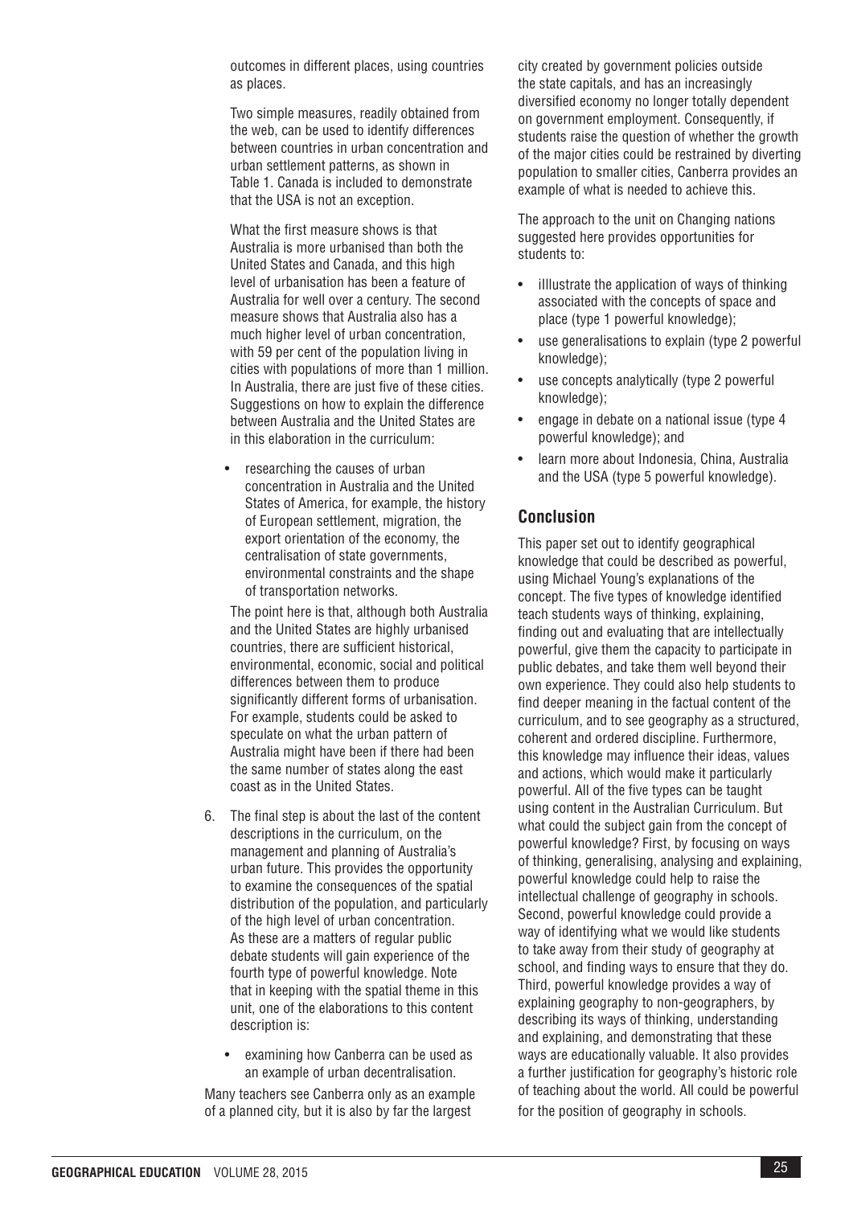outcomes in different places, using countries as places.

Two simple measures, readily obtained from the web, can be used to identify differences between countries in urban concentration and urban settlement patterns, as shown in Table 1. Canada is included to demonstrate that the USA is not an exception.

What the first measure shows is that Australia is more urbanised than both the United States and Canada, and this high level of urbanisation has been a feature of Australia for well over a century. The second measure shows that Australia also has a much higher level of urban concentration, with 59 per cent of the population living in cities with populations of more than 1 million. In Australia, there are just five of these cities. Suggestions on how to explain the difference between Australia and the United States are in this elaboration in the curriculum:

- researching the causes of urban concentration in Australia and the United States of America, for example, the history of European settlement, migration, the export orientation of the economy, the centralisation of state governments, environmental constraints and the shape of transportation networks.

The point here is that, although both Australia and the United States are highly urbanised countries, there are sufficient historical, environmental, economic, social and political differences between them to produce significantly different forms of urbanisation. For example, students could be asked to speculate on what the urban pattern of Australia might have been if there had been the same number of states along the east coast as in the United States.

6. The final step is about the last of the content descriptions in the curriculum, on the management and planning of Australia's urban future. This provides the opportunity to examine the consequences of the spatial distribution of the population, and particularly of the high level of urban concentration. As these are a matters of regular public debate students will gain experience of the fourth type of powerful knowledge. Note that in keeping with the spatial theme in this unit, one of the elaborations to this content description is:

   - examining how Canberra can be used as an example of urban decentralisation.

Many teachers see Canberra only as an example of a planned city, but it is also by far the largest city created by government policies outside the state capitals, and has an increasingly diversified economy no longer totally dependent on government employment. Consequently, if students raise the question of whether the growth of the major cities could be restrained by diverting population to smaller cities, Canberra provides an example of what is needed to achieve this.

The approach to the unit on Changing nations suggested here provides opportunities for students to:

- iIllustrate the application of ways of thinking associated with the concepts of space and place (type 1 powerful knowledge);
- use generalisations to explain (type 2 powerful knowledge);
- use concepts analytically (type 2 powerful knowledge);
- engage in debate on a national issue (type 4 powerful knowledge); and
- learn more about Indonesia, China, Australia and the USA (type 5 powerful knowledge).

## Conclusion

This paper set out to identify geographical knowledge that could be described as powerful, using Michael Young's explanations of the concept. The five types of knowledge identified teach students ways of thinking, explaining, finding out and evaluating that are intellectually powerful, give them the capacity to participate in public debates, and take them well beyond their own experience. They could also help students to find deeper meaning in the factual content of the curriculum, and to see geography as a structured, coherent and ordered discipline. Furthermore, this knowledge may influence their ideas, values and actions, which would make it particularly powerful. All of the five types can be taught using content in the Australian Curriculum. But what could the subject gain from the concept of powerful knowledge? First, by focusing on ways of thinking, generalising, analysing and explaining, powerful knowledge could help to raise the intellectual challenge of geography in schools. Second, powerful knowledge could provide a way of identifying what we would like students to take away from their study of geography at school, and finding ways to ensure that they do. Third, powerful knowledge provides a way of explaining geography to non-geographers, by describing its ways of thinking, understanding and explaining, and demonstrating that these ways are educationally valuable. It also provides a further justification for geography's historic role of teaching about the world. All could be powerful for the position of geography in schools.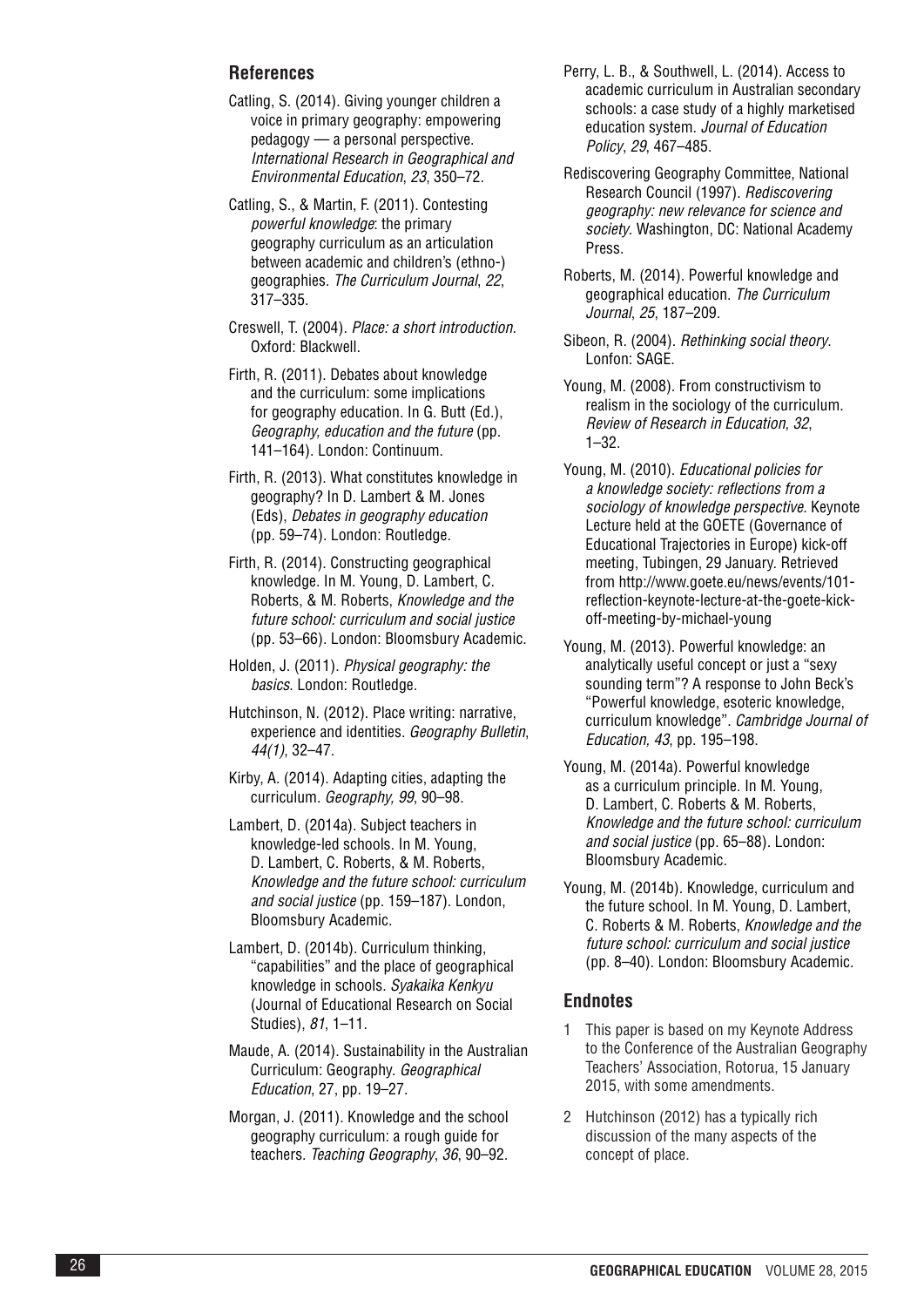## References

Catling, S. (2014). Giving younger children a voice in primary geography: empowering pedagogy — a personal perspective. *International Research in Geographical and Environmental Education*, *23*, 350–72.

Catling, S., & Martin, F. (2011). Contesting *powerful knowledge*: the primary geography curriculum as an articulation between academic and children's (ethno-) geographies. *The Curriculum Journal*, *22*, 317–335.

Creswell, T. (2004). *Place: a short introduction*. Oxford: Blackwell.

Firth, R. (2011). Debates about knowledge and the curriculum: some implications for geography education. In G. Butt (Ed.), *Geography, education and the future* (pp. 141–164). London: Continuum.

Firth, R. (2013). What constitutes knowledge in geography? In D. Lambert & M. Jones (Eds), *Debates in geography education* (pp. 59–74). London: Routledge.

Firth, R. (2014). Constructing geographical knowledge. In M. Young, D. Lambert, C. Roberts, & M. Roberts, *Knowledge and the future school: curriculum and social justice* (pp. 53–66). London: Bloomsbury Academic.

Holden, J. (2011). *Physical geography: the basics*. London: Routledge.

Hutchinson, N. (2012). Place writing: narrative, experience and identities. *Geography Bulletin*, *44(1)*, 32–47.

Kirby, A. (2014). Adapting cities, adapting the curriculum. *Geography, 99*, 90–98.

Lambert, D. (2014a). Subject teachers in knowledge-led schools. In M. Young, D. Lambert, C. Roberts, & M. Roberts, *Knowledge and the future school: curriculum and social justice* (pp. 159–187). London, Bloomsbury Academic.

Lambert, D. (2014b). Curriculum thinking, "capabilities" and the place of geographical knowledge in schools. *Syakaika Kenkyu* (Journal of Educational Research on Social Studies), *81*, 1–11.

Maude, A. (2014). Sustainability in the Australian Curriculum: Geography. *Geographical Education*, 27, pp. 19–27.

Morgan, J. (2011). Knowledge and the school geography curriculum: a rough guide for teachers. *Teaching Geography*, *36*, 90–92.

Perry, L. B., & Southwell, L. (2014). Access to academic curriculum in Australian secondary schools: a case study of a highly marketised education system. *Journal of Education Policy*, *29*, 467–485.

Rediscovering Geography Committee, National Research Council (1997). *Rediscovering geography: new relevance for science and society*. Washington, DC: National Academy Press.

Roberts, M. (2014). Powerful knowledge and geographical education. *The Curriculum Journal*, *25*, 187–209.

Sibeon, R. (2004). *Rethinking social theory*. Lonfon: SAGE.

Young, M. (2008). From constructivism to realism in the sociology of the curriculum. *Review of Research in Education*, *32*, 1–32.

Young, M. (2010). *Educational policies for a knowledge society: reflections from a sociology of knowledge perspective*. Keynote Lecture held at the GOETE (Governance of Educational Trajectories in Europe) kick-off meeting, Tubingen, 29 January. Retrieved from http://www.goete.eu/news/events/101-reflection-keynote-lecture-at-the-goete-kick-off-meeting-by-michael-young

Young, M. (2013). Powerful knowledge: an analytically useful concept or just a "sexy sounding term"? A response to John Beck's "Powerful knowledge, esoteric knowledge, curriculum knowledge". *Cambridge Journal of Education, 43*, pp. 195–198.

Young, M. (2014a). Powerful knowledge as a curriculum principle. In M. Young, D. Lambert, C. Roberts & M. Roberts, *Knowledge and the future school: curriculum and social justice* (pp. 65–88). London: Bloomsbury Academic.

Young, M. (2014b). Knowledge, curriculum and the future school. In M. Young, D. Lambert, C. Roberts & M. Roberts, *Knowledge and the future school: curriculum and social justice* (pp. 8–40). London: Bloomsbury Academic.

## Endnotes

1. This paper is based on my Keynote Address to the Conference of the Australian Geography Teachers' Association, Rotorua, 15 January 2015, with some amendments.
2. Hutchinson (2012) has a typically rich discussion of the many aspects of the concept of place.